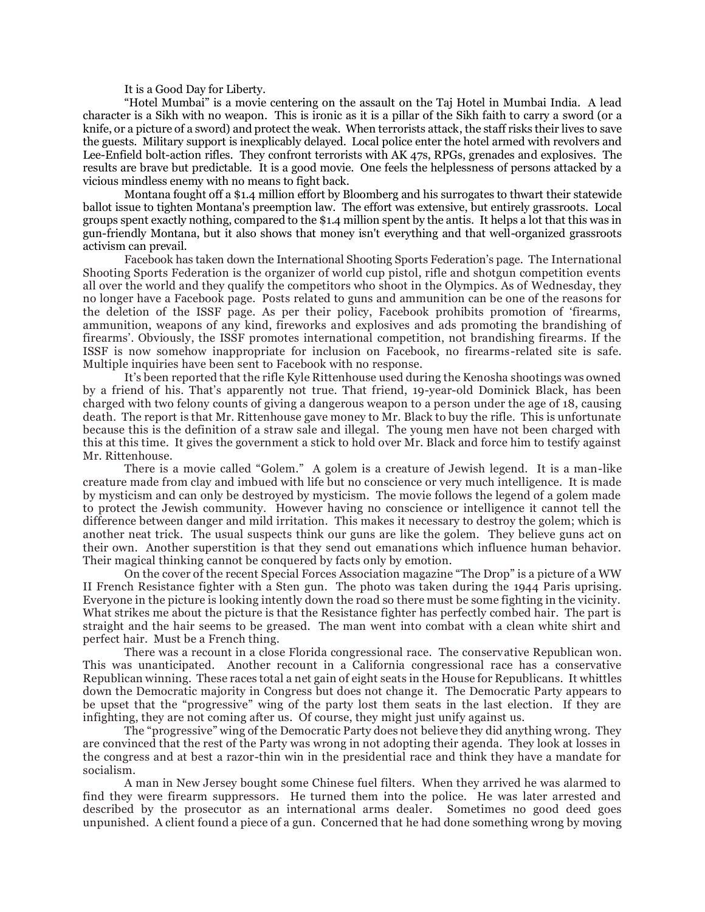It is a Good Day for Liberty.

"Hotel Mumbai" is a movie centering on the assault on the Taj Hotel in Mumbai India. A lead character is a Sikh with no weapon. This is ironic as it is a pillar of the Sikh faith to carry a sword (or a knife, or a picture of a sword) and protect the weak. When terrorists attack, the staff risks their lives to save the guests. Military support is inexplicably delayed. Local police enter the hotel armed with revolvers and Lee-Enfield bolt-action rifles. They confront terrorists with AK 47s, RPGs, grenades and explosives. The results are brave but predictable. It is a good movie. One feels the helplessness of persons attacked by a vicious mindless enemy with no means to fight back.

Montana fought off a $1.4 million effort by Bloomberg and his surrogates to thwart their statewide ballot issue to tighten Montana's preemption law. The effort was extensive, but entirely grassroots. Local groups spent exactly nothing, compared to the $1.4 million spent by the antis. It helps a lot that this was in gun-friendly Montana, but it also shows that money isn't everything and that well-organized grassroots activism can prevail.

Facebook has taken down the International Shooting Sports Federation's page. The International Shooting Sports Federation is the organizer of world cup pistol, rifle and shotgun competition events all over the world and they qualify the competitors who shoot in the Olympics. As of Wednesday, they no longer have a Facebook page. Posts related to guns and ammunition can be one of the reasons for the deletion of the ISSF page. As per their policy, Facebook prohibits promotion of 'firearms, ammunition, weapons of any kind, fireworks and explosives and ads promoting the brandishing of firearms'. Obviously, the ISSF promotes international competition, not brandishing firearms. If the ISSF is now somehow inappropriate for inclusion on Facebook, no firearms-related site is safe. Multiple inquiries have been sent to Facebook with no response.

It's been reported that the rifle Kyle Rittenhouse used during the Kenosha shootings was owned by a friend of his. That's apparently not true. That friend, 19-year-old Dominick Black, has been charged with two felony counts of giving a dangerous weapon to a person under the age of 18, causing death. The report is that Mr. Rittenhouse gave money to Mr. Black to buy the rifle. This is unfortunate because this is the definition of a straw sale and illegal. The young men have not been charged with this at this time. It gives the government a stick to hold over Mr. Black and force him to testify against Mr. Rittenhouse.

There is a movie called "Golem." A golem is a creature of Jewish legend. It is a man-like creature made from clay and imbued with life but no conscience or very much intelligence. It is made by mysticism and can only be destroyed by mysticism. The movie follows the legend of a golem made to protect the Jewish community. However having no conscience or intelligence it cannot tell the difference between danger and mild irritation. This makes it necessary to destroy the golem; which is another neat trick. The usual suspects think our guns are like the golem. They believe guns act on their own. Another superstition is that they send out emanations which influence human behavior. Their magical thinking cannot be conquered by facts only by emotion.

On the cover of the recent Special Forces Association magazine "The Drop" is a picture of a WW II French Resistance fighter with a Sten gun. The photo was taken during the 1944 Paris uprising. Everyone in the picture is looking intently down the road so there must be some fighting in the vicinity. What strikes me about the picture is that the Resistance fighter has perfectly combed hair. The part is straight and the hair seems to be greased. The man went into combat with a clean white shirt and perfect hair. Must be a French thing.

There was a recount in a close Florida congressional race. The conservative Republican won. This was unanticipated. Another recount in a California congressional race has a conservative Republican winning. These races total a net gain of eight seats in the House for Republicans. It whittles down the Democratic majority in Congress but does not change it. The Democratic Party appears to be upset that the "progressive" wing of the party lost them seats in the last election. If they are infighting, they are not coming after us. Of course, they might just unify against us.

The "progressive" wing of the Democratic Party does not believe they did anything wrong. They are convinced that the rest of the Party was wrong in not adopting their agenda. They look at losses in the congress and at best a razor-thin win in the presidential race and think they have a mandate for socialism.

A man in New Jersey bought some Chinese fuel filters. When they arrived he was alarmed to find they were firearm suppressors. He turned them into the police. He was later arrested and described by the prosecutor as an international arms dealer. Sometimes no good deed goes unpunished. A client found a piece of a gun. Concerned that he had done something wrong by moving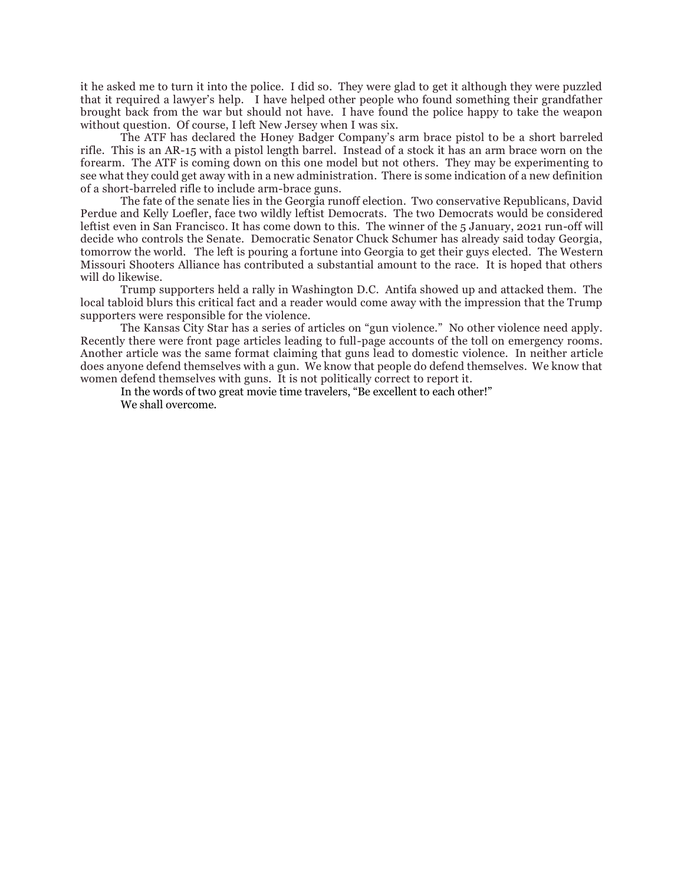it he asked me to turn it into the police. I did so. They were glad to get it although they were puzzled that it required a lawyer's help. I have helped other people who found something their grandfather brought back from the war but should not have. I have found the police happy to take the weapon without question. Of course, I left New Jersey when I was six.

The ATF has declared the Honey Badger Company's arm brace pistol to be a short barreled rifle. This is an AR-15 with a pistol length barrel. Instead of a stock it has an arm brace worn on the forearm. The ATF is coming down on this one model but not others. They may be experimenting to see what they could get away with in a new administration. There is some indication of a new definition of a short-barreled rifle to include arm-brace guns.

The fate of the senate lies in the Georgia runoff election. Two conservative Republicans, David Perdue and Kelly Loefler, face two wildly leftist Democrats. The two Democrats would be considered leftist even in San Francisco. It has come down to this. The winner of the 5 January, 2021 run-off will decide who controls the Senate. Democratic Senator Chuck Schumer has already said today Georgia, tomorrow the world. The left is pouring a fortune into Georgia to get their guys elected. The Western Missouri Shooters Alliance has contributed a substantial amount to the race. It is hoped that others will do likewise.

Trump supporters held a rally in Washington D.C. Antifa showed up and attacked them. The local tabloid blurs this critical fact and a reader would come away with the impression that the Trump supporters were responsible for the violence.

The Kansas City Star has a series of articles on "gun violence." No other violence need apply. Recently there were front page articles leading to full-page accounts of the toll on emergency rooms. Another article was the same format claiming that guns lead to domestic violence. In neither article does anyone defend themselves with a gun. We know that people do defend themselves. We know that women defend themselves with guns. It is not politically correct to report it.

In the words of two great movie time travelers, "Be excellent to each other!"

We shall overcome.